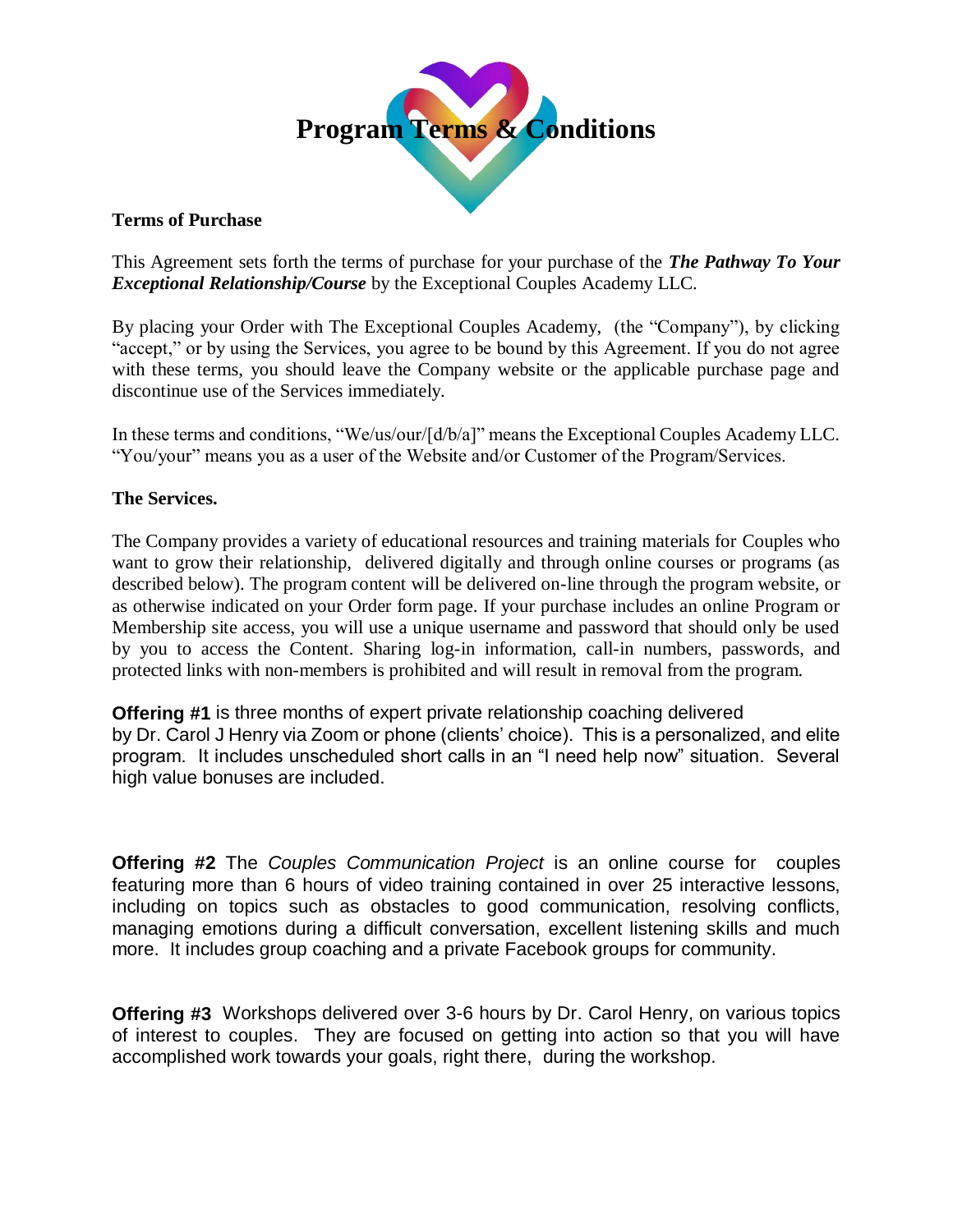# Program Terms & Conditions

**Terms of Purchase**

This Agreement sets forth the terms of purchase for your purchase of the ***The Pathway To Your Exceptional Relationship/Course*** by the Exceptional Couples Academy LLC.

By placing your Order with The Exceptional Couples Academy, (the "Company"), by clicking "accept," or by using the Services, you agree to be bound by this Agreement. If you do not agree with these terms, you should leave the Company website or the applicable purchase page and discontinue use of the Services immediately.

In these terms and conditions, "We/us/our/[d/b/a]" means the Exceptional Couples Academy LLC. "You/your" means you as a user of the Website and/or Customer of the Program/Services.

**The Services.**

The Company provides a variety of educational resources and training materials for Couples who want to grow their relationship, delivered digitally and through online courses or programs (as described below). The program content will be delivered on-line through the program website, or as otherwise indicated on your Order form page. If your purchase includes an online Program or Membership site access, you will use a unique username and password that should only be used by you to access the Content. Sharing log-in information, call-in numbers, passwords, and protected links with non-members is prohibited and will result in removal from the program.

**Offering #1** is three months of expert private relationship coaching delivered by Dr. Carol J Henry via Zoom or phone (clients' choice). This is a personalized, and elite program. It includes unscheduled short calls in an "I need help now" situation. Several high value bonuses are included.

**Offering #2** The *Couples Communication Project* is an online course for couples featuring more than 6 hours of video training contained in over 25 interactive lessons, including on topics such as obstacles to good communication, resolving conflicts, managing emotions during a difficult conversation, excellent listening skills and much more. It includes group coaching and a private Facebook groups for community.

**Offering #3** Workshops delivered over 3-6 hours by Dr. Carol Henry, on various topics of interest to couples. They are focused on getting into action so that you will have accomplished work towards your goals, right there, during the workshop.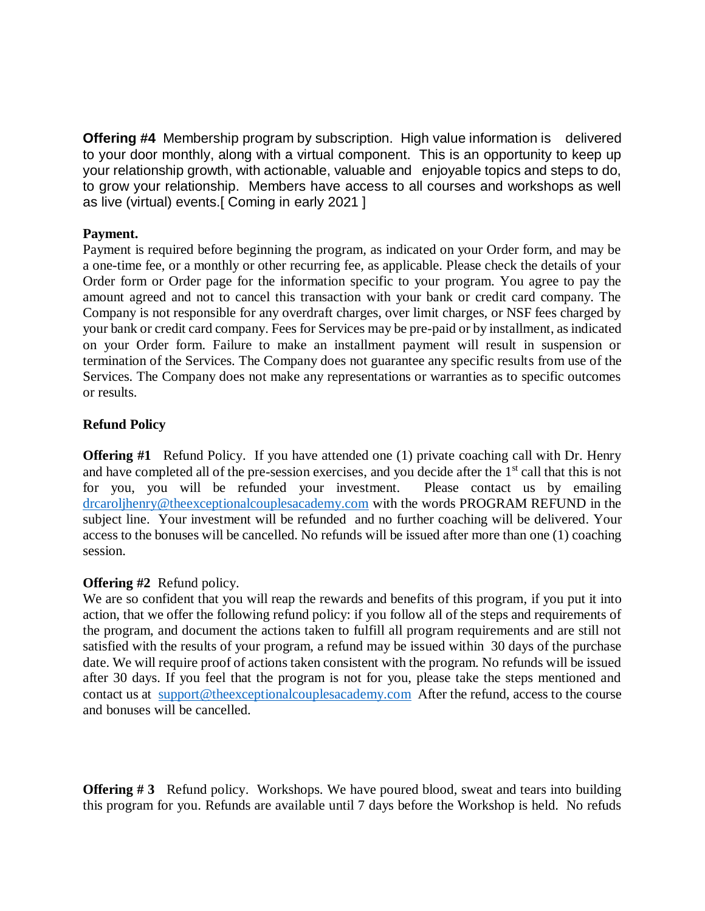**Offering #4** Membership program by subscription. High value information is delivered to your door monthly, along with a virtual component. This is an opportunity to keep up your relationship growth, with actionable, valuable and enjoyable topics and steps to do, to grow your relationship. Members have access to all courses and workshops as well as live (virtual) events.[ Coming in early 2021 ]

**Payment.**

Payment is required before beginning the program, as indicated on your Order form, and may be a one-time fee, or a monthly or other recurring fee, as applicable. Please check the details of your Order form or Order page for the information specific to your program. You agree to pay the amount agreed and not to cancel this transaction with your bank or credit card company. The Company is not responsible for any overdraft charges, over limit charges, or NSF fees charged by your bank or credit card company. Fees for Services may be pre-paid or by installment, as indicated on your Order form. Failure to make an installment payment will result in suspension or termination of the Services. The Company does not guarantee any specific results from use of the Services. The Company does not make any representations or warranties as to specific outcomes or results.

**Refund Policy**

**Offering #1** Refund Policy. If you have attended one (1) private coaching call with Dr. Henry and have completed all of the pre-session exercises, and you decide after the 1st call that this is not for you, you will be refunded your investment. Please contact us by emailing drcaroljhenry@theexceptionalcouplesacademy.com with the words PROGRAM REFUND in the subject line. Your investment will be refunded and no further coaching will be delivered. Your access to the bonuses will be cancelled. No refunds will be issued after more than one (1) coaching session.

**Offering #2** Refund policy.

We are so confident that you will reap the rewards and benefits of this program, if you put it into action, that we offer the following refund policy: if you follow all of the steps and requirements of the program, and document the actions taken to fulfill all program requirements and are still not satisfied with the results of your program, a refund may be issued within 30 days of the purchase date. We will require proof of actions taken consistent with the program. No refunds will be issued after 30 days. If you feel that the program is not for you, please take the steps mentioned and contact us at support@theexceptionalcouplesacademy.com After the refund, access to the course and bonuses will be cancelled.

**Offering # 3** Refund policy. Workshops. We have poured blood, sweat and tears into building this program for you. Refunds are available until 7 days before the Workshop is held. No refuds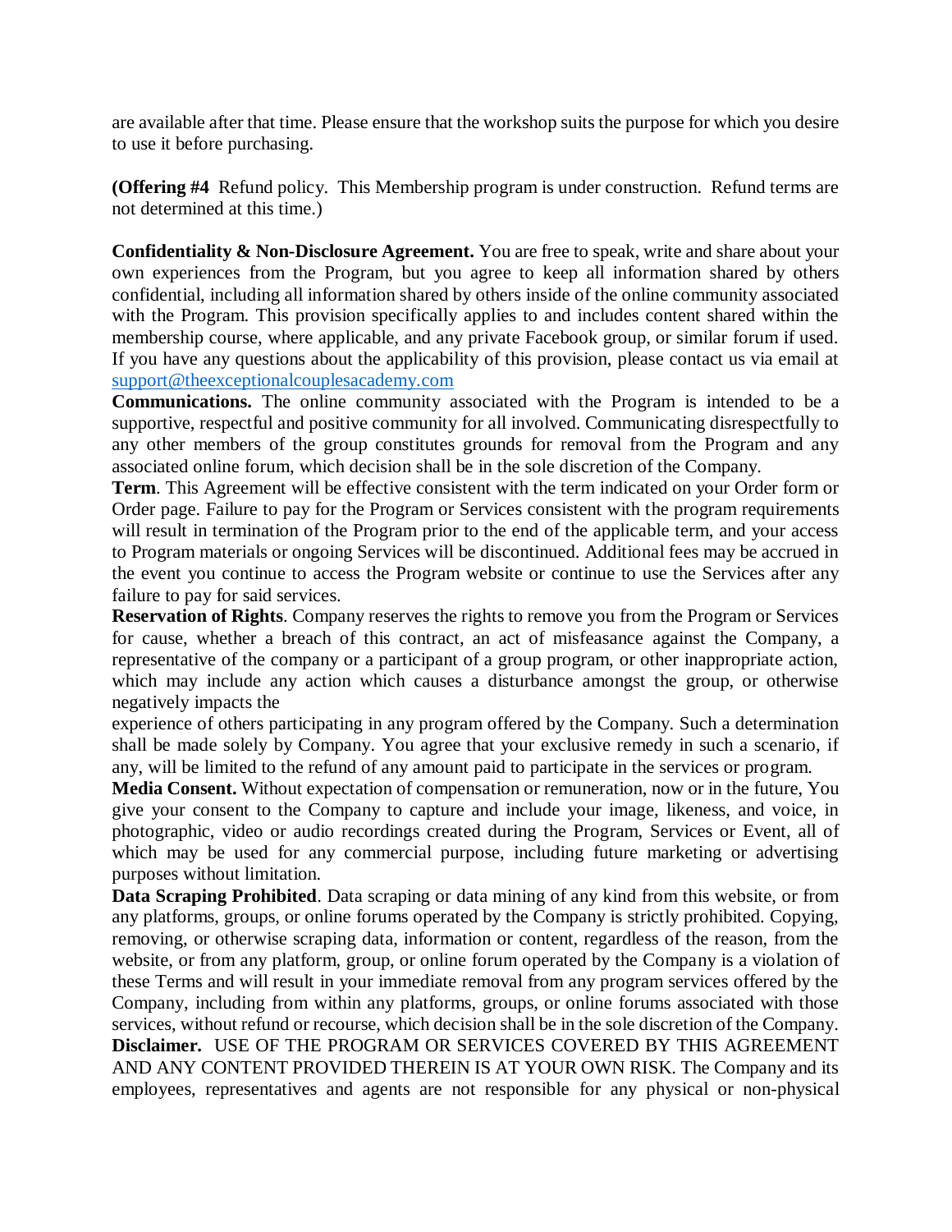are available after that time. Please ensure that the workshop suits the purpose for which you desire to use it before purchasing.

**(Offering #4** Refund policy. This Membership program is under construction. Refund terms are not determined at this time.)

**Confidentiality & Non-Disclosure Agreement.** You are free to speak, write and share about your own experiences from the Program, but you agree to keep all information shared by others confidential, including all information shared by others inside of the online community associated with the Program. This provision specifically applies to and includes content shared within the membership course, where applicable, and any private Facebook group, or similar forum if used. If you have any questions about the applicability of this provision, please contact us via email at support@theexceptionalcouplesacademy.com

**Communications.** The online community associated with the Program is intended to be a supportive, respectful and positive community for all involved. Communicating disrespectfully to any other members of the group constitutes grounds for removal from the Program and any associated online forum, which decision shall be in the sole discretion of the Company.

**Term**. This Agreement will be effective consistent with the term indicated on your Order form or Order page. Failure to pay for the Program or Services consistent with the program requirements will result in termination of the Program prior to the end of the applicable term, and your access to Program materials or ongoing Services will be discontinued. Additional fees may be accrued in the event you continue to access the Program website or continue to use the Services after any failure to pay for said services.

**Reservation of Rights**. Company reserves the rights to remove you from the Program or Services for cause, whether a breach of this contract, an act of misfeasance against the Company, a representative of the company or a participant of a group program, or other inappropriate action, which may include any action which causes a disturbance amongst the group, or otherwise negatively impacts the experience of others participating in any program offered by the Company. Such a determination shall be made solely by Company. You agree that your exclusive remedy in such a scenario, if any, will be limited to the refund of any amount paid to participate in the services or program.

**Media Consent.** Without expectation of compensation or remuneration, now or in the future, You give your consent to the Company to capture and include your image, likeness, and voice, in photographic, video or audio recordings created during the Program, Services or Event, all of which may be used for any commercial purpose, including future marketing or advertising purposes without limitation.

**Data Scraping Prohibited**. Data scraping or data mining of any kind from this website, or from any platforms, groups, or online forums operated by the Company is strictly prohibited. Copying, removing, or otherwise scraping data, information or content, regardless of the reason, from the website, or from any platform, group, or online forum operated by the Company is a violation of these Terms and will result in your immediate removal from any program services offered by the Company, including from within any platforms, groups, or online forums associated with those services, without refund or recourse, which decision shall be in the sole discretion of the Company.

**Disclaimer.** USE OF THE PROGRAM OR SERVICES COVERED BY THIS AGREEMENT AND ANY CONTENT PROVIDED THEREIN IS AT YOUR OWN RISK. The Company and its employees, representatives and agents are not responsible for any physical or non-physical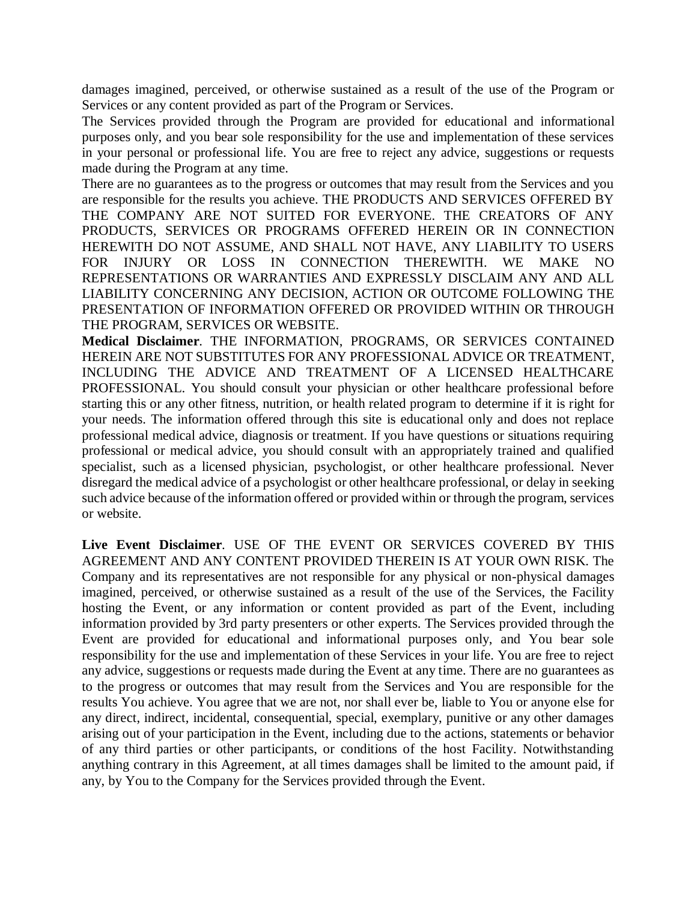damages imagined, perceived, or otherwise sustained as a result of the use of the Program or Services or any content provided as part of the Program or Services.

The Services provided through the Program are provided for educational and informational purposes only, and you bear sole responsibility for the use and implementation of these services in your personal or professional life. You are free to reject any advice, suggestions or requests made during the Program at any time.

There are no guarantees as to the progress or outcomes that may result from the Services and you are responsible for the results you achieve. THE PRODUCTS AND SERVICES OFFERED BY THE COMPANY ARE NOT SUITED FOR EVERYONE. THE CREATORS OF ANY PRODUCTS, SERVICES OR PROGRAMS OFFERED HEREIN OR IN CONNECTION HEREWITH DO NOT ASSUME, AND SHALL NOT HAVE, ANY LIABILITY TO USERS FOR INJURY OR LOSS IN CONNECTION THEREWITH. WE MAKE NO REPRESENTATIONS OR WARRANTIES AND EXPRESSLY DISCLAIM ANY AND ALL LIABILITY CONCERNING ANY DECISION, ACTION OR OUTCOME FOLLOWING THE PRESENTATION OF INFORMATION OFFERED OR PROVIDED WITHIN OR THROUGH THE PROGRAM, SERVICES OR WEBSITE.

**Medical Disclaimer**. THE INFORMATION, PROGRAMS, OR SERVICES CONTAINED HEREIN ARE NOT SUBSTITUTES FOR ANY PROFESSIONAL ADVICE OR TREATMENT, INCLUDING THE ADVICE AND TREATMENT OF A LICENSED HEALTHCARE PROFESSIONAL. You should consult your physician or other healthcare professional before starting this or any other fitness, nutrition, or health related program to determine if it is right for your needs. The information offered through this site is educational only and does not replace professional medical advice, diagnosis or treatment. If you have questions or situations requiring professional or medical advice, you should consult with an appropriately trained and qualified specialist, such as a licensed physician, psychologist, or other healthcare professional. Never disregard the medical advice of a psychologist or other healthcare professional, or delay in seeking such advice because of the information offered or provided within or through the program, services or website.

**Live Event Disclaimer**. USE OF THE EVENT OR SERVICES COVERED BY THIS AGREEMENT AND ANY CONTENT PROVIDED THEREIN IS AT YOUR OWN RISK. The Company and its representatives are not responsible for any physical or non-physical damages imagined, perceived, or otherwise sustained as a result of the use of the Services, the Facility hosting the Event, or any information or content provided as part of the Event, including information provided by 3rd party presenters or other experts. The Services provided through the Event are provided for educational and informational purposes only, and You bear sole responsibility for the use and implementation of these Services in your life. You are free to reject any advice, suggestions or requests made during the Event at any time. There are no guarantees as to the progress or outcomes that may result from the Services and You are responsible for the results You achieve. You agree that we are not, nor shall ever be, liable to You or anyone else for any direct, indirect, incidental, consequential, special, exemplary, punitive or any other damages arising out of your participation in the Event, including due to the actions, statements or behavior of any third parties or other participants, or conditions of the host Facility. Notwithstanding anything contrary in this Agreement, at all times damages shall be limited to the amount paid, if any, by You to the Company for the Services provided through the Event.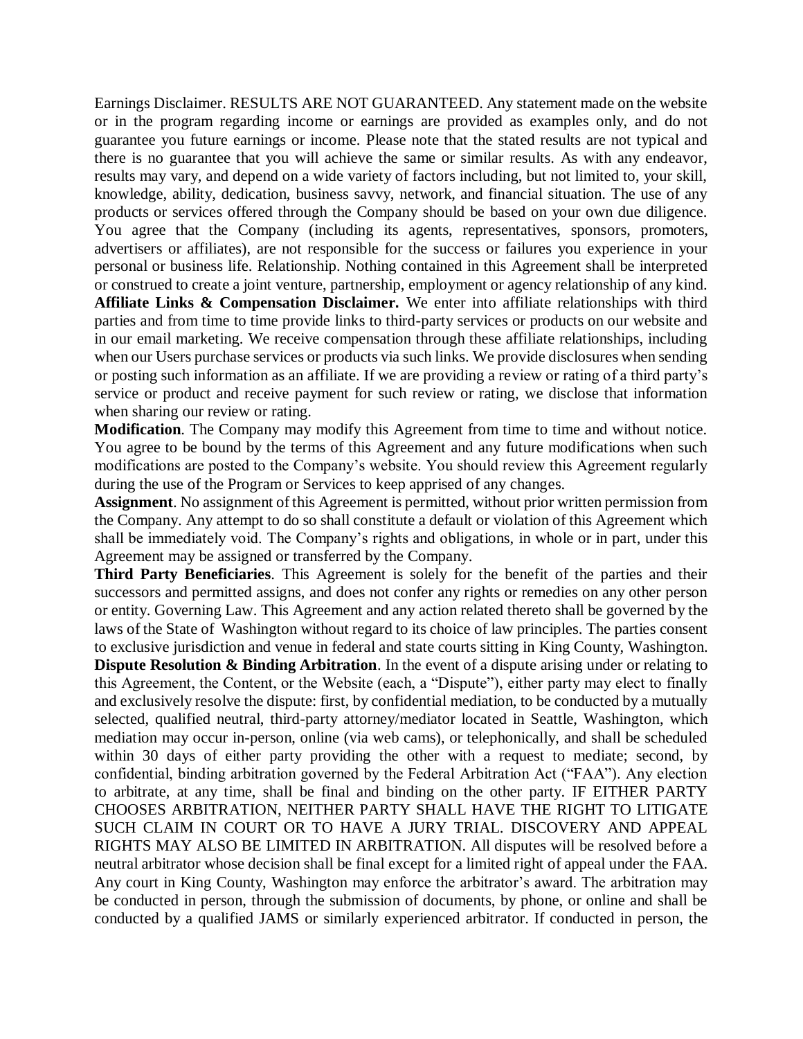Earnings Disclaimer. RESULTS ARE NOT GUARANTEED. Any statement made on the website or in the program regarding income or earnings are provided as examples only, and do not guarantee you future earnings or income. Please note that the stated results are not typical and there is no guarantee that you will achieve the same or similar results. As with any endeavor, results may vary, and depend on a wide variety of factors including, but not limited to, your skill, knowledge, ability, dedication, business savvy, network, and financial situation. The use of any products or services offered through the Company should be based on your own due diligence. You agree that the Company (including its agents, representatives, sponsors, promoters, advertisers or affiliates), are not responsible for the success or failures you experience in your personal or business life. Relationship. Nothing contained in this Agreement shall be interpreted or construed to create a joint venture, partnership, employment or agency relationship of any kind.

**Affiliate Links & Compensation Disclaimer.** We enter into affiliate relationships with third parties and from time to time provide links to third-party services or products on our website and in our email marketing. We receive compensation through these affiliate relationships, including when our Users purchase services or products via such links. We provide disclosures when sending or posting such information as an affiliate. If we are providing a review or rating of a third party's service or product and receive payment for such review or rating, we disclose that information when sharing our review or rating.

**Modification**. The Company may modify this Agreement from time to time and without notice. You agree to be bound by the terms of this Agreement and any future modifications when such modifications are posted to the Company's website. You should review this Agreement regularly during the use of the Program or Services to keep apprised of any changes.

**Assignment**. No assignment of this Agreement is permitted, without prior written permission from the Company. Any attempt to do so shall constitute a default or violation of this Agreement which shall be immediately void. The Company's rights and obligations, in whole or in part, under this Agreement may be assigned or transferred by the Company.

**Third Party Beneficiaries**. This Agreement is solely for the benefit of the parties and their successors and permitted assigns, and does not confer any rights or remedies on any other person or entity. Governing Law. This Agreement and any action related thereto shall be governed by the laws of the State of Washington without regard to its choice of law principles. The parties consent to exclusive jurisdiction and venue in federal and state courts sitting in King County, Washington.

**Dispute Resolution & Binding Arbitration**. In the event of a dispute arising under or relating to this Agreement, the Content, or the Website (each, a "Dispute"), either party may elect to finally and exclusively resolve the dispute: first, by confidential mediation, to be conducted by a mutually selected, qualified neutral, third-party attorney/mediator located in Seattle, Washington, which mediation may occur in-person, online (via web cams), or telephonically, and shall be scheduled within 30 days of either party providing the other with a request to mediate; second, by confidential, binding arbitration governed by the Federal Arbitration Act ("FAA"). Any election to arbitrate, at any time, shall be final and binding on the other party. IF EITHER PARTY CHOOSES ARBITRATION, NEITHER PARTY SHALL HAVE THE RIGHT TO LITIGATE SUCH CLAIM IN COURT OR TO HAVE A JURY TRIAL. DISCOVERY AND APPEAL RIGHTS MAY ALSO BE LIMITED IN ARBITRATION. All disputes will be resolved before a neutral arbitrator whose decision shall be final except for a limited right of appeal under the FAA. Any court in King County, Washington may enforce the arbitrator's award. The arbitration may be conducted in person, through the submission of documents, by phone, or online and shall be conducted by a qualified JAMS or similarly experienced arbitrator. If conducted in person, the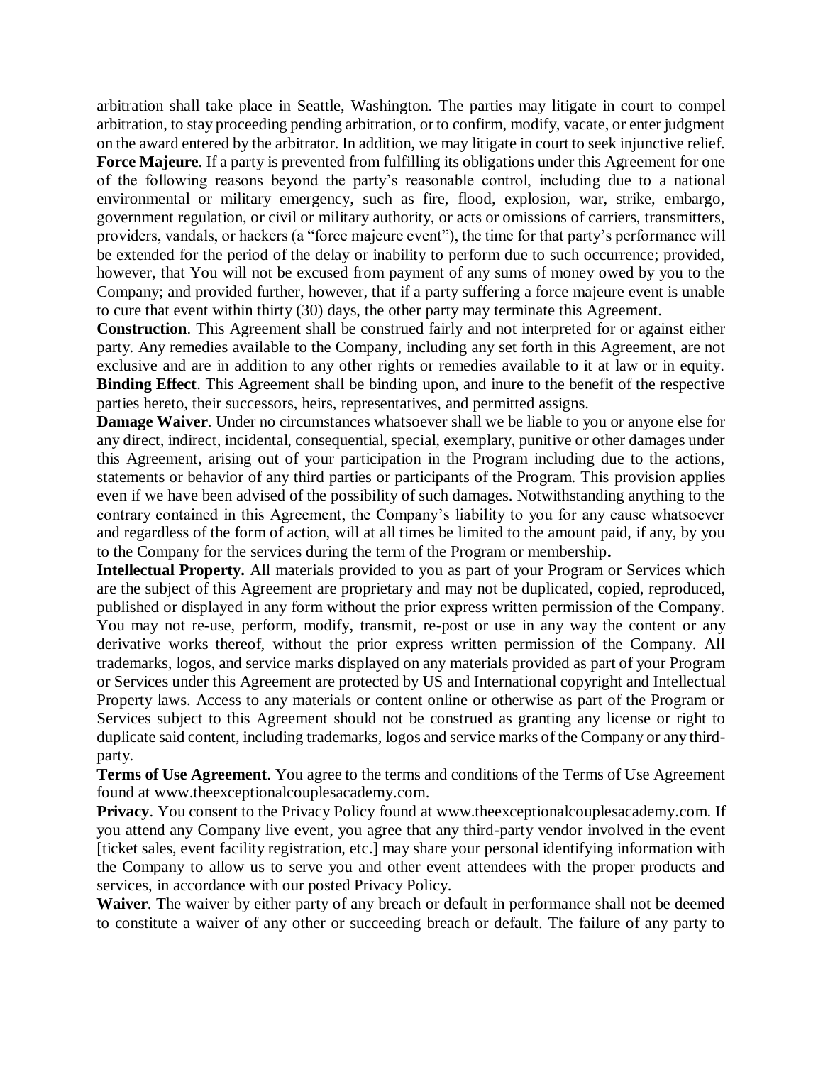arbitration shall take place in Seattle, Washington. The parties may litigate in court to compel arbitration, to stay proceeding pending arbitration, or to confirm, modify, vacate, or enter judgment on the award entered by the arbitrator. In addition, we may litigate in court to seek injunctive relief.

**Force Majeure**. If a party is prevented from fulfilling its obligations under this Agreement for one of the following reasons beyond the party's reasonable control, including due to a national environmental or military emergency, such as fire, flood, explosion, war, strike, embargo, government regulation, or civil or military authority, or acts or omissions of carriers, transmitters, providers, vandals, or hackers (a "force majeure event"), the time for that party's performance will be extended for the period of the delay or inability to perform due to such occurrence; provided, however, that You will not be excused from payment of any sums of money owed by you to the Company; and provided further, however, that if a party suffering a force majeure event is unable to cure that event within thirty (30) days, the other party may terminate this Agreement.

**Construction**. This Agreement shall be construed fairly and not interpreted for or against either party. Any remedies available to the Company, including any set forth in this Agreement, are not exclusive and are in addition to any other rights or remedies available to it at law or in equity.

**Binding Effect**. This Agreement shall be binding upon, and inure to the benefit of the respective parties hereto, their successors, heirs, representatives, and permitted assigns.

**Damage Waiver**. Under no circumstances whatsoever shall we be liable to you or anyone else for any direct, indirect, incidental, consequential, special, exemplary, punitive or other damages under this Agreement, arising out of your participation in the Program including due to the actions, statements or behavior of any third parties or participants of the Program. This provision applies even if we have been advised of the possibility of such damages. Notwithstanding anything to the contrary contained in this Agreement, the Company's liability to you for any cause whatsoever and regardless of the form of action, will at all times be limited to the amount paid, if any, by you to the Company for the services during the term of the Program or membership**.**

**Intellectual Property.** All materials provided to you as part of your Program or Services which are the subject of this Agreement are proprietary and may not be duplicated, copied, reproduced, published or displayed in any form without the prior express written permission of the Company. You may not re-use, perform, modify, transmit, re-post or use in any way the content or any derivative works thereof, without the prior express written permission of the Company. All trademarks, logos, and service marks displayed on any materials provided as part of your Program or Services under this Agreement are protected by US and International copyright and Intellectual Property laws. Access to any materials or content online or otherwise as part of the Program or Services subject to this Agreement should not be construed as granting any license or right to duplicate said content, including trademarks, logos and service marks of the Company or any third-party.

**Terms of Use Agreement**. You agree to the terms and conditions of the Terms of Use Agreement found at www.theexceptionalcouplesacademy.com.

**Privacy**. You consent to the Privacy Policy found at www.theexceptionalcouplesacademy.com. If you attend any Company live event, you agree that any third-party vendor involved in the event [ticket sales, event facility registration, etc.] may share your personal identifying information with the Company to allow us to serve you and other event attendees with the proper products and services, in accordance with our posted Privacy Policy.

**Waiver**. The waiver by either party of any breach or default in performance shall not be deemed to constitute a waiver of any other or succeeding breach or default. The failure of any party to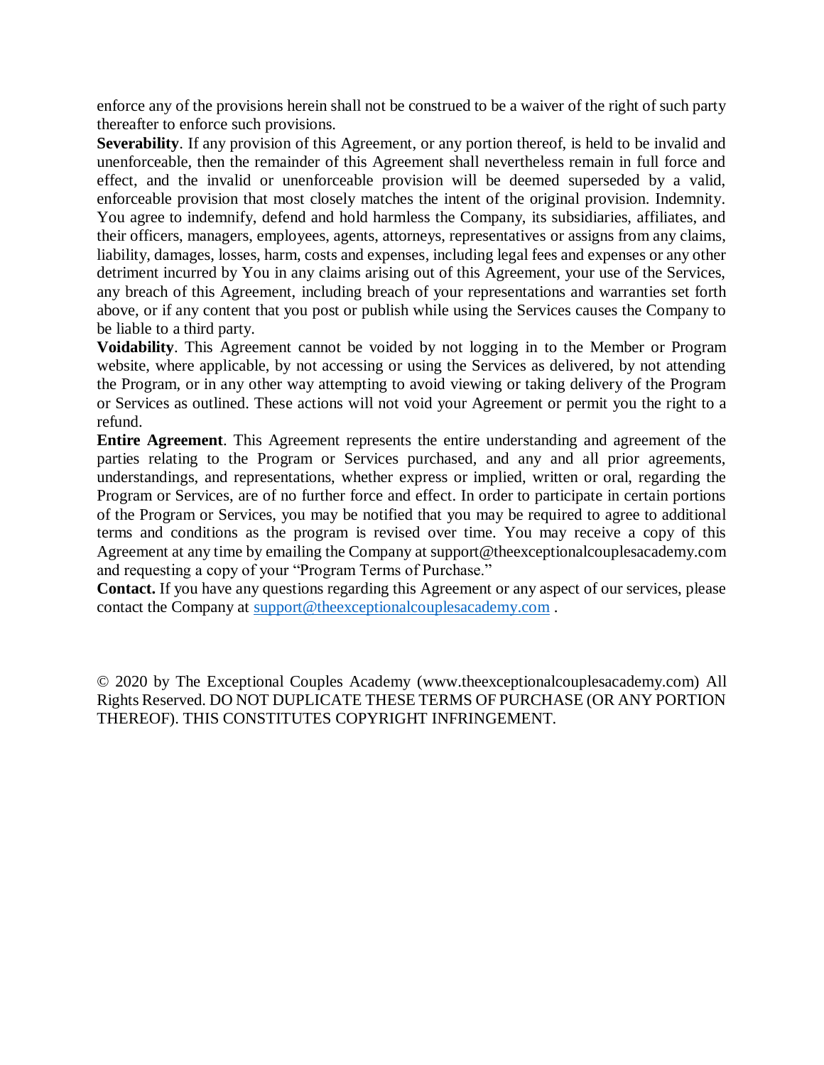enforce any of the provisions herein shall not be construed to be a waiver of the right of such party thereafter to enforce such provisions.

**Severability**. If any provision of this Agreement, or any portion thereof, is held to be invalid and unenforceable, then the remainder of this Agreement shall nevertheless remain in full force and effect, and the invalid or unenforceable provision will be deemed superseded by a valid, enforceable provision that most closely matches the intent of the original provision. Indemnity. You agree to indemnify, defend and hold harmless the Company, its subsidiaries, affiliates, and their officers, managers, employees, agents, attorneys, representatives or assigns from any claims, liability, damages, losses, harm, costs and expenses, including legal fees and expenses or any other detriment incurred by You in any claims arising out of this Agreement, your use of the Services, any breach of this Agreement, including breach of your representations and warranties set forth above, or if any content that you post or publish while using the Services causes the Company to be liable to a third party.

**Voidability**. This Agreement cannot be voided by not logging in to the Member or Program website, where applicable, by not accessing or using the Services as delivered, by not attending the Program, or in any other way attempting to avoid viewing or taking delivery of the Program or Services as outlined. These actions will not void your Agreement or permit you the right to a refund.

**Entire Agreement**. This Agreement represents the entire understanding and agreement of the parties relating to the Program or Services purchased, and any and all prior agreements, understandings, and representations, whether express or implied, written or oral, regarding the Program or Services, are of no further force and effect. In order to participate in certain portions of the Program or Services, you may be notified that you may be required to agree to additional terms and conditions as the program is revised over time. You may receive a copy of this Agreement at any time by emailing the Company at support@theexceptionalcouplesacademy.com and requesting a copy of your "Program Terms of Purchase."

**Contact.** If you have any questions regarding this Agreement or any aspect of our services, please contact the Company at support@theexceptionalcouplesacademy.com .

© 2020 by The Exceptional Couples Academy (www.theexceptionalcouplesacademy.com) All Rights Reserved. DO NOT DUPLICATE THESE TERMS OF PURCHASE (OR ANY PORTION THEREOF). THIS CONSTITUTES COPYRIGHT INFRINGEMENT.